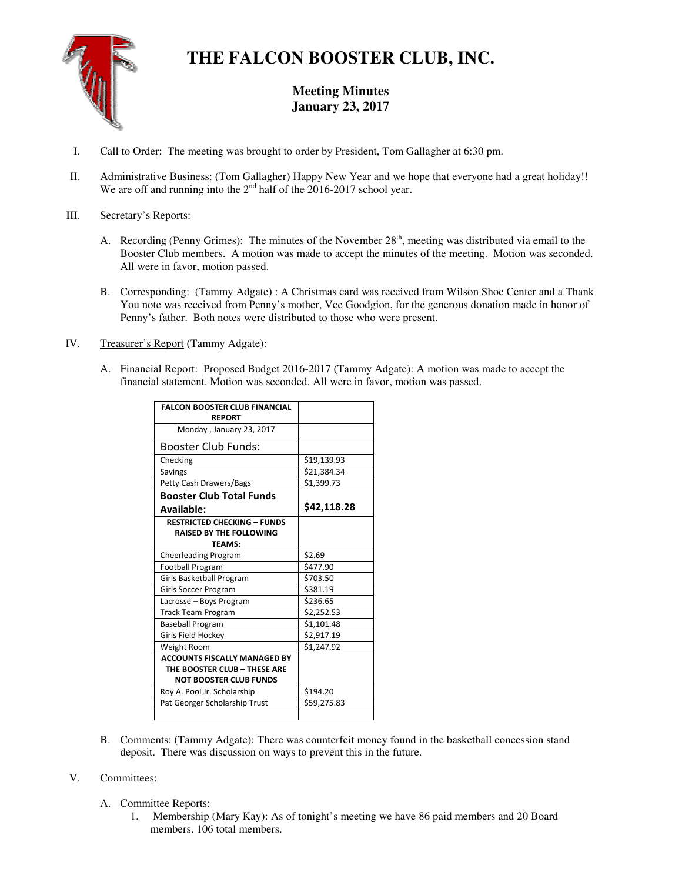# THE FALCON BOOSTER CLUB, INC.

## Meeting Minutes
## January 23, 2017

I. Call to Order: The meeting was brought to order by President, Tom Gallagher at 6:30 pm.

II. Administrative Business: (Tom Gallagher) Happy New Year and we hope that everyone had a great holiday!! We are off and running into the 2nd half of the 2016-2017 school year.

III. Secretary's Reports:

A. Recording (Penny Grimes): The minutes of the November 28th, meeting was distributed via email to the Booster Club members. A motion was made to accept the minutes of the meeting. Motion was seconded. All were in favor, motion passed.

B. Corresponding: (Tammy Adgate) : A Christmas card was received from Wilson Shoe Center and a Thank You note was received from Penny's mother, Vee Goodgion, for the generous donation made in honor of Penny's father. Both notes were distributed to those who were present.

IV. Treasurer's Report (Tammy Adgate):

A. Financial Report: Proposed Budget 2016-2017 (Tammy Adgate): A motion was made to accept the financial statement. Motion was seconded. All were in favor, motion was passed.

| **FALCON BOOSTER CLUB FINANCIAL REPORT** | |
|---|---|
| Monday , January 23, 2017 | |
| Booster Club Funds: | |
| Checking | $19,139.93 |
| Savings | $21,384.34 |
| Petty Cash Drawers/Bags | $1,399.73 |
| **Booster Club Total Funds Available:** | **$42,118.28** |
| **RESTRICTED CHECKING – FUNDS RAISED BY THE FOLLOWING TEAMS:** | |
| Cheerleading Program | $2.69 |
| Football Program | $477.90 |
| Girls Basketball Program | $703.50 |
| Girls Soccer Program | $381.19 |
| Lacrosse – Boys Program | $236.65 |
| Track Team Program | $2,252.53 |
| Baseball Program | $1,101.48 |
| Girls Field Hockey | $2,917.19 |
| Weight Room | $1,247.92 |
| **ACCOUNTS FISCALLY MANAGED BY THE BOOSTER CLUB – THESE ARE NOT BOOSTER CLUB FUNDS** | |
| Roy A. Pool Jr. Scholarship | $194.20 |
| Pat Georger Scholarship Trust | $59,275.83 |
| | |

B. Comments: (Tammy Adgate): There was counterfeit money found in the basketball concession stand deposit. There was discussion on ways to prevent this in the future.

V. Committees:

A. Committee Reports:

1. Membership (Mary Kay): As of tonight's meeting we have 86 paid members and 20 Board members. 106 total members.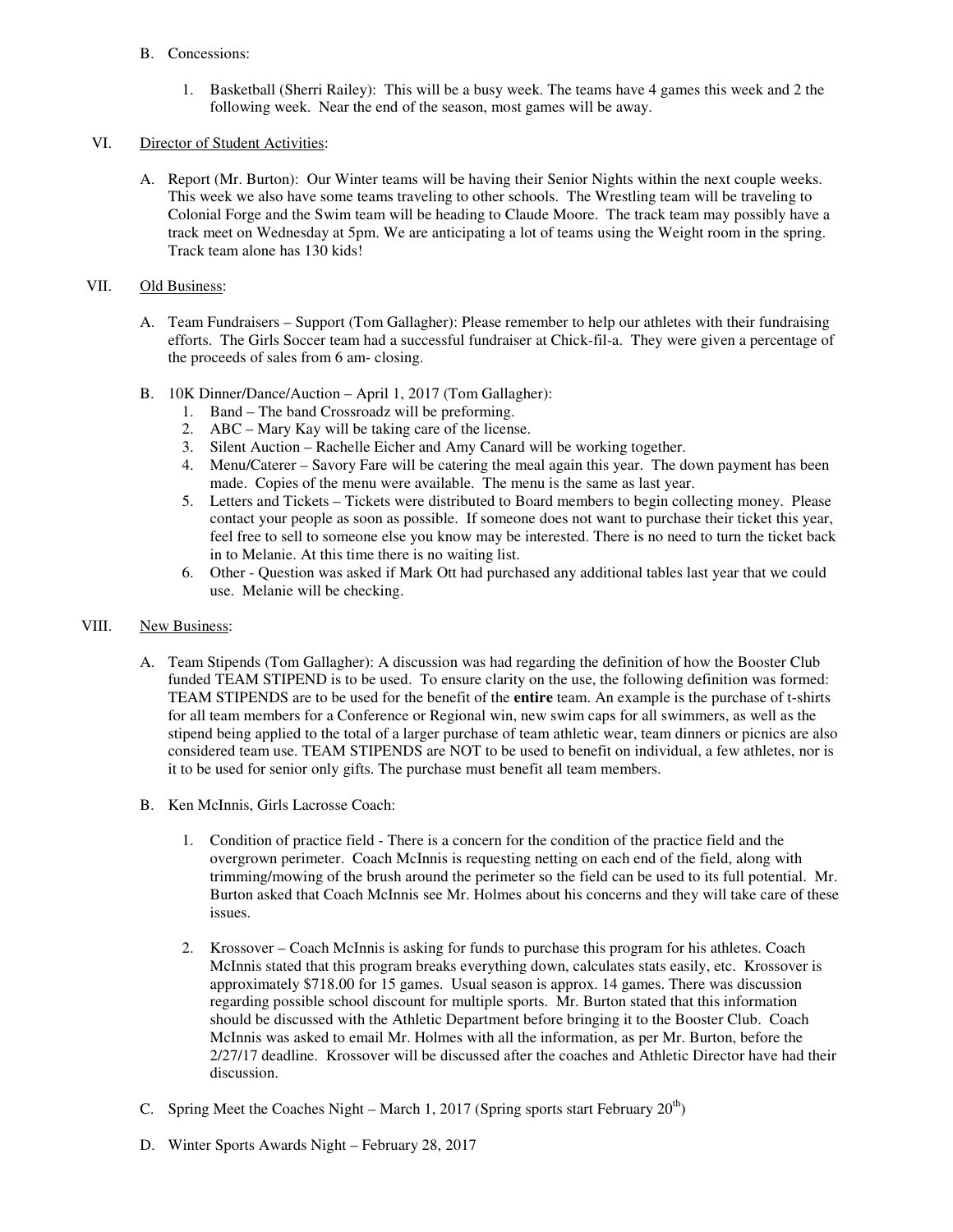B. Concessions:

1. Basketball (Sherri Railey): This will be a busy week. The teams have 4 games this week and 2 the following week. Near the end of the season, most games will be away.

VI. Director of Student Activities:

A. Report (Mr. Burton): Our Winter teams will be having their Senior Nights within the next couple weeks. This week we also have some teams traveling to other schools. The Wrestling team will be traveling to Colonial Forge and the Swim team will be heading to Claude Moore. The track team may possibly have a track meet on Wednesday at 5pm. We are anticipating a lot of teams using the Weight room in the spring. Track team alone has 130 kids!

VII. Old Business:

A. Team Fundraisers – Support (Tom Gallagher): Please remember to help our athletes with their fundraising efforts. The Girls Soccer team had a successful fundraiser at Chick-fil-a. They were given a percentage of the proceeds of sales from 6 am- closing.

B. 10K Dinner/Dance/Auction – April 1, 2017 (Tom Gallagher):
   1. Band – The band Crossroadz will be preforming.
   2. ABC – Mary Kay will be taking care of the license.
   3. Silent Auction – Rachelle Eicher and Amy Canard will be working together.
   4. Menu/Caterer – Savory Fare will be catering the meal again this year. The down payment has been made. Copies of the menu were available. The menu is the same as last year.
   5. Letters and Tickets – Tickets were distributed to Board members to begin collecting money. Please contact your people as soon as possible. If someone does not want to purchase their ticket this year, feel free to sell to someone else you know may be interested. There is no need to turn the ticket back in to Melanie. At this time there is no waiting list.
   6. Other - Question was asked if Mark Ott had purchased any additional tables last year that we could use. Melanie will be checking.

VIII. New Business:

A. Team Stipends (Tom Gallagher): A discussion was had regarding the definition of how the Booster Club funded TEAM STIPEND is to be used. To ensure clarity on the use, the following definition was formed: TEAM STIPENDS are to be used for the benefit of the **entire** team. An example is the purchase of t-shirts for all team members for a Conference or Regional win, new swim caps for all swimmers, as well as the stipend being applied to the total of a larger purchase of team athletic wear, team dinners or picnics are also considered team use. TEAM STIPENDS are NOT to be used to benefit on individual, a few athletes, nor is it to be used for senior only gifts. The purchase must benefit all team members.

B. Ken McInnis, Girls Lacrosse Coach:

   1. Condition of practice field - There is a concern for the condition of the practice field and the overgrown perimeter. Coach McInnis is requesting netting on each end of the field, along with trimming/mowing of the brush around the perimeter so the field can be used to its full potential. Mr. Burton asked that Coach McInnis see Mr. Holmes about his concerns and they will take care of these issues.

   2. Krossover – Coach McInnis is asking for funds to purchase this program for his athletes. Coach McInnis stated that this program breaks everything down, calculates stats easily, etc. Krossover is approximately $718.00 for 15 games. Usual season is approx. 14 games. There was discussion regarding possible school discount for multiple sports. Mr. Burton stated that this information should be discussed with the Athletic Department before bringing it to the Booster Club. Coach McInnis was asked to email Mr. Holmes with all the information, as per Mr. Burton, before the 2/27/17 deadline. Krossover will be discussed after the coaches and Athletic Director have had their discussion.

C. Spring Meet the Coaches Night – March 1, 2017 (Spring sports start February 20th)

D. Winter Sports Awards Night – February 28, 2017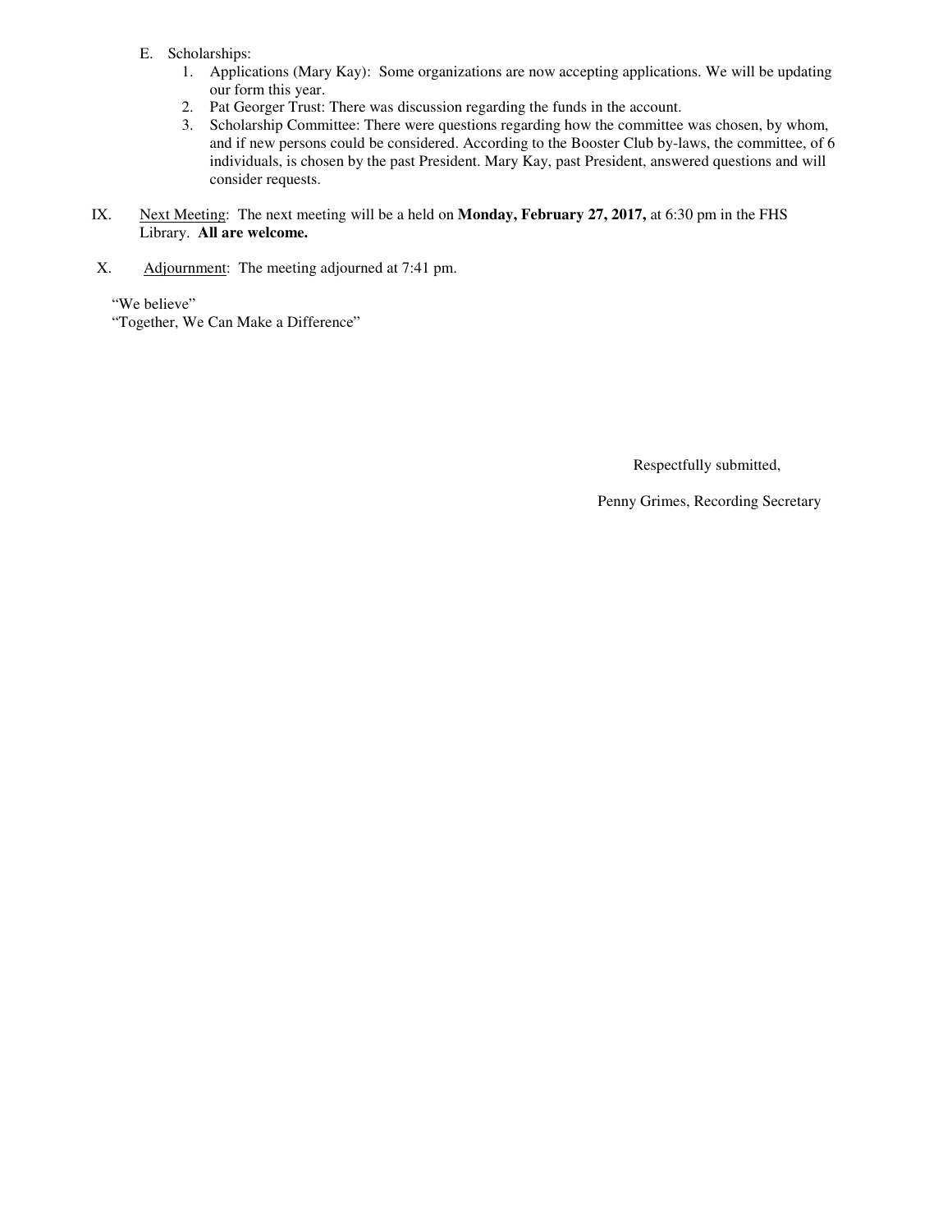E. Scholarships:
   1. Applications (Mary Kay): Some organizations are now accepting applications. We will be updating our form this year.
   2. Pat Georger Trust: There was discussion regarding the funds in the account.
   3. Scholarship Committee: There were questions regarding how the committee was chosen, by whom, and if new persons could be considered. According to the Booster Club by-laws, the committee, of 6 individuals, is chosen by the past President. Mary Kay, past President, answered questions and will consider requests.

IX. Next Meeting: The next meeting will be a held on **Monday, February 27, 2017,** at 6:30 pm in the FHS Library. **All are welcome.**

X. Adjournment: The meeting adjourned at 7:41 pm.

"We believe"
"Together, We Can Make a Difference"

Respectfully submitted,

Penny Grimes, Recording Secretary